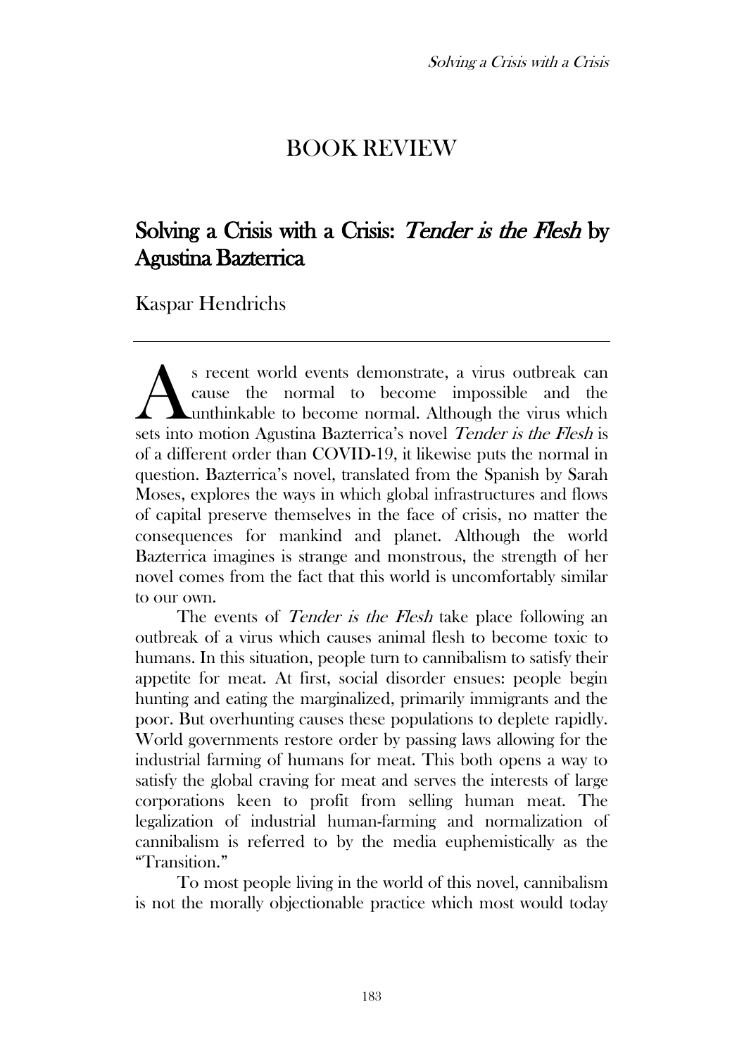# BOOK REVIEW

## Solving a Crisis with a Crisis: *Tender is the Flesh* by Agustina Bazterrica

Kaspar Hendrichs

---

As recent world events demonstrate, a virus outbreak can cause the normal to become impossible and the unthinkable to become normal. Although the virus which sets into motion Agustina Bazterrica's novel *Tender is the Flesh* is of a different order than COVID-19, it likewise puts the normal in question. Bazterrica's novel, translated from the Spanish by Sarah Moses, explores the ways in which global infrastructures and flows of capital preserve themselves in the face of crisis, no matter the consequences for mankind and planet. Although the world Bazterrica imagines is strange and monstrous, the strength of her novel comes from the fact that this world is uncomfortably similar to our own.

The events of *Tender is the Flesh* take place following an outbreak of a virus which causes animal flesh to become toxic to humans. In this situation, people turn to cannibalism to satisfy their appetite for meat. At first, social disorder ensues: people begin hunting and eating the marginalized, primarily immigrants and the poor. But overhunting causes these populations to deplete rapidly. World governments restore order by passing laws allowing for the industrial farming of humans for meat. This both opens a way to satisfy the global craving for meat and serves the interests of large corporations keen to profit from selling human meat. The legalization of industrial human-farming and normalization of cannibalism is referred to by the media euphemistically as the "Transition."

To most people living in the world of this novel, cannibalism is not the morally objectionable practice which most would today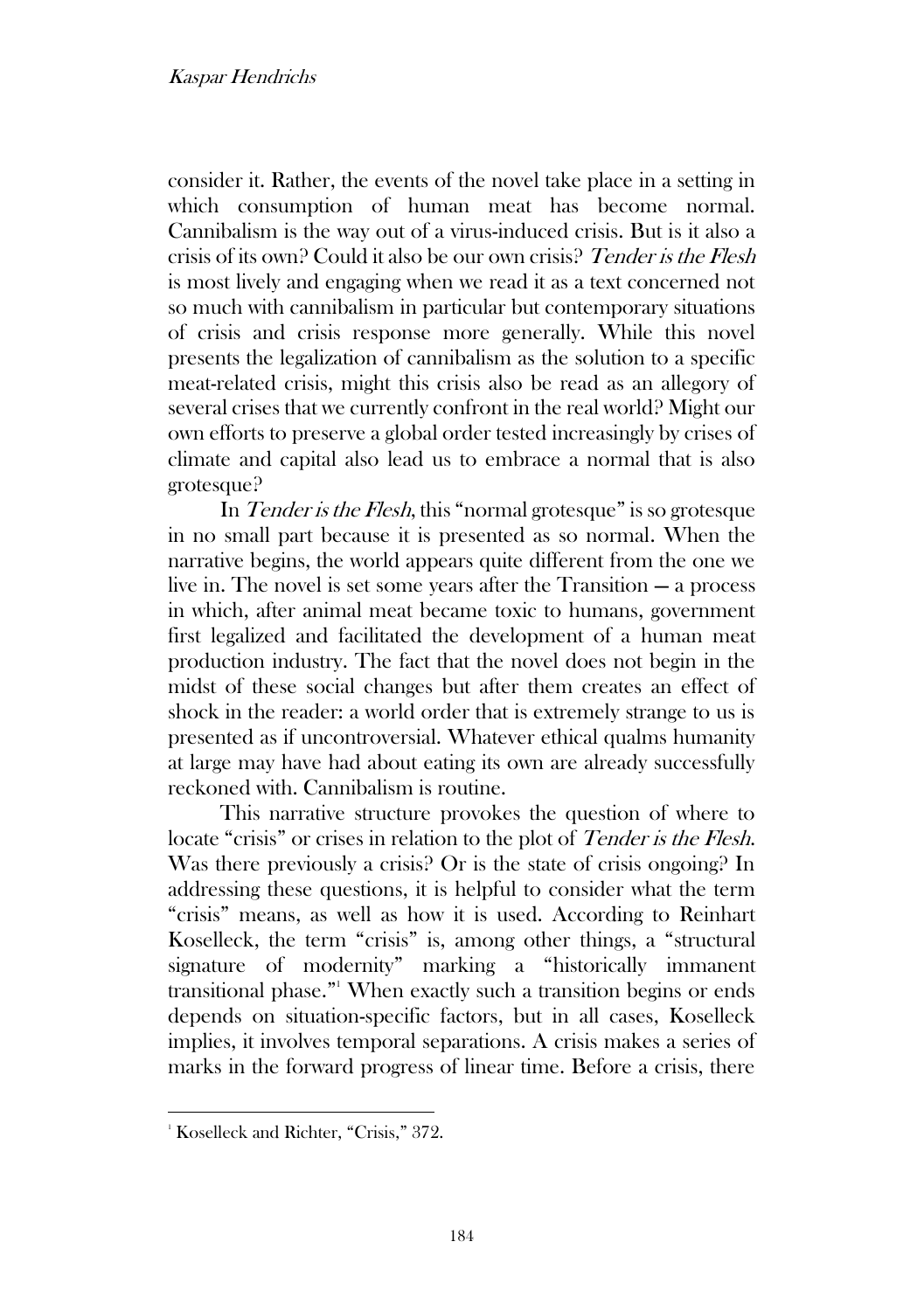consider it. Rather, the events of the novel take place in a setting in which consumption of human meat has become normal. Cannibalism is the way out of a virus-induced crisis. But is it also a crisis of its own? Could it also be our own crisis? *Tender is the Flesh* is most lively and engaging when we read it as a text concerned not so much with cannibalism in particular but contemporary situations of crisis and crisis response more generally. While this novel presents the legalization of cannibalism as the solution to a specific meat-related crisis, might this crisis also be read as an allegory of several crises that we currently confront in the real world? Might our own efforts to preserve a global order tested increasingly by crises of climate and capital also lead us to embrace a normal that is also grotesque?

In *Tender is the Flesh*, this "normal grotesque" is so grotesque in no small part because it is presented as so normal. When the narrative begins, the world appears quite different from the one we live in. The novel is set some years after the Transition — a process in which, after animal meat became toxic to humans, government first legalized and facilitated the development of a human meat production industry. The fact that the novel does not begin in the midst of these social changes but after them creates an effect of shock in the reader: a world order that is extremely strange to us is presented as if uncontroversial. Whatever ethical qualms humanity at large may have had about eating its own are already successfully reckoned with. Cannibalism is routine.

This narrative structure provokes the question of where to locate "crisis" or crises in relation to the plot of *Tender is the Flesh*. Was there previously a crisis? Or is the state of crisis ongoing? In addressing these questions, it is helpful to consider what the term "crisis" means, as well as how it is used. According to Reinhart Koselleck, the term "crisis" is, among other things, a "structural signature of modernity" marking a "historically immanent transitional phase."[1] When exactly such a transition begins or ends depends on situation-specific factors, but in all cases, Koselleck implies, it involves temporal separations. A crisis makes a series of marks in the forward progress of linear time. Before a crisis, there

[1] Koselleck and Richter, "Crisis," 372.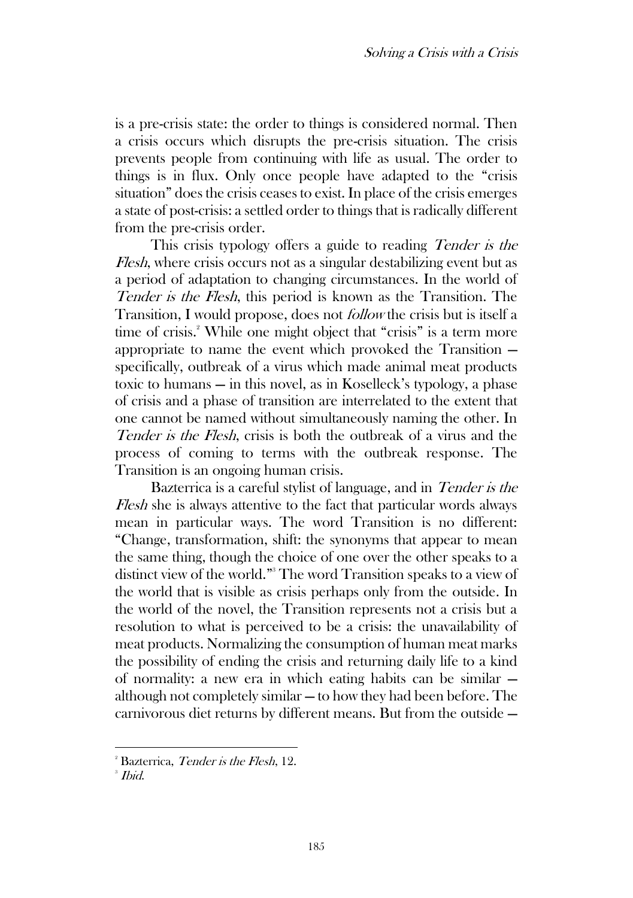is a pre-crisis state: the order to things is considered normal. Then a crisis occurs which disrupts the pre-crisis situation. The crisis prevents people from continuing with life as usual. The order to things is in flux. Only once people have adapted to the "crisis situation" does the crisis ceases to exist. In place of the crisis emerges a state of post-crisis: a settled order to things that is radically different from the pre-crisis order.

This crisis typology offers a guide to reading *Tender is the Flesh*, where crisis occurs not as a singular destabilizing event but as a period of adaptation to changing circumstances. In the world of *Tender is the Flesh*, this period is known as the Transition. The Transition, I would propose, does not *follow* the crisis but is itself a time of crisis.[2] While one might object that "crisis" is a term more appropriate to name the event which provoked the Transition — specifically, outbreak of a virus which made animal meat products toxic to humans — in this novel, as in Koselleck's typology, a phase of crisis and a phase of transition are interrelated to the extent that one cannot be named without simultaneously naming the other. In *Tender is the Flesh*, crisis is both the outbreak of a virus and the process of coming to terms with the outbreak response. The Transition is an ongoing human crisis.

Bazterrica is a careful stylist of language, and in *Tender is the Flesh* she is always attentive to the fact that particular words always mean in particular ways. The word Transition is no different: "Change, transformation, shift: the synonyms that appear to mean the same thing, though the choice of one over the other speaks to a distinct view of the world."[3] The word Transition speaks to a view of the world that is visible as crisis perhaps only from the outside. In the world of the novel, the Transition represents not a crisis but a resolution to what is perceived to be a crisis: the unavailability of meat products. Normalizing the consumption of human meat marks the possibility of ending the crisis and returning daily life to a kind of normality: a new era in which eating habits can be similar — although not completely similar — to how they had been before. The carnivorous diet returns by different means. But from the outside —

---

[2] Bazterrica, *Tender is the Flesh*, 12.

[3] *Ibid.*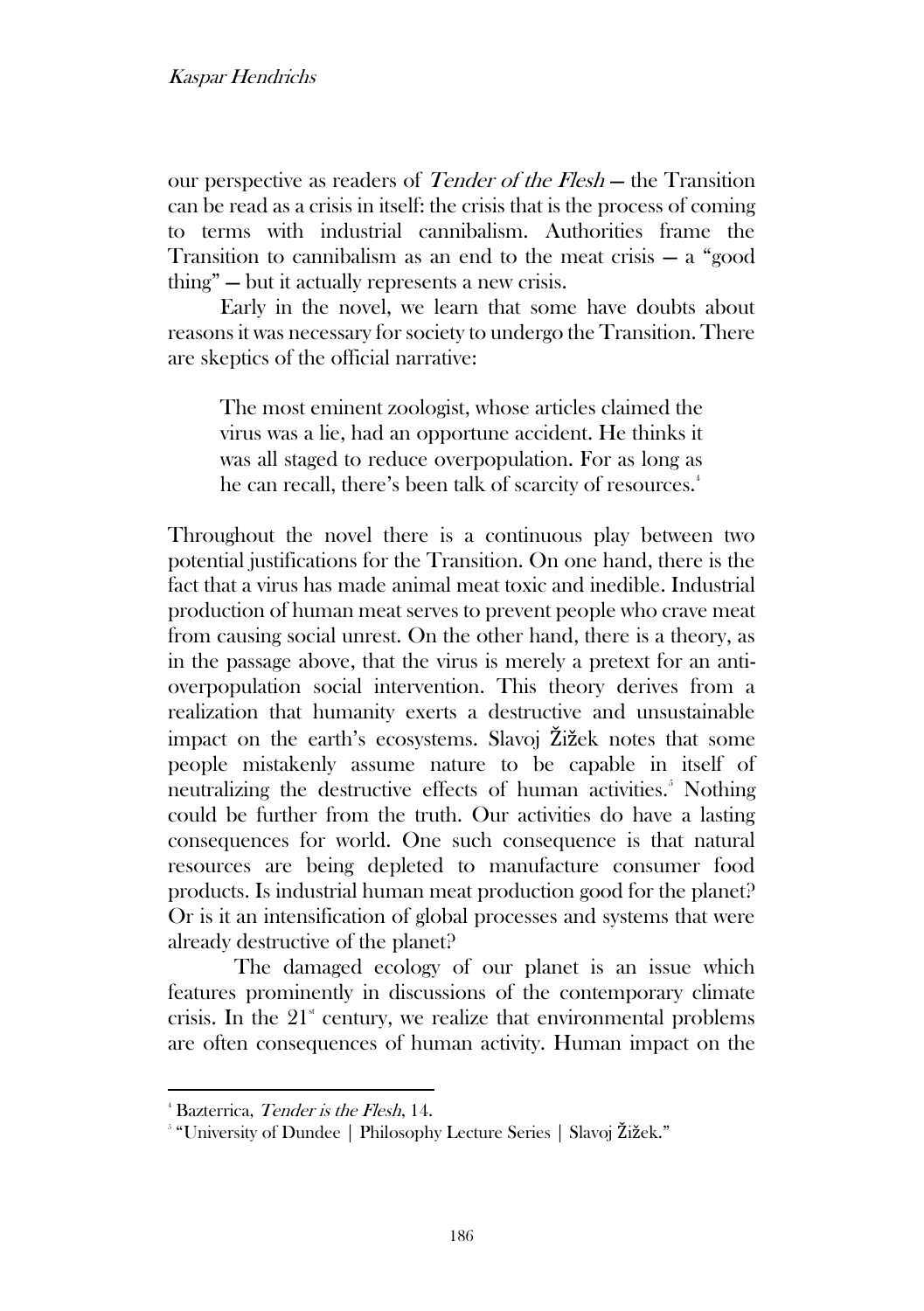our perspective as readers of *Tender of the Flesh* — the Transition can be read as a crisis in itself: the crisis that is the process of coming to terms with industrial cannibalism. Authorities frame the Transition to cannibalism as an end to the meat crisis — a "good thing" — but it actually represents a new crisis.

Early in the novel, we learn that some have doubts about reasons it was necessary for society to undergo the Transition. There are skeptics of the official narrative:

> The most eminent zoologist, whose articles claimed the virus was a lie, had an opportune accident. He thinks it was all staged to reduce overpopulation. For as long as he can recall, there's been talk of scarcity of resources.[4]

Throughout the novel there is a continuous play between two potential justifications for the Transition. On one hand, there is the fact that a virus has made animal meat toxic and inedible. Industrial production of human meat serves to prevent people who crave meat from causing social unrest. On the other hand, there is a theory, as in the passage above, that the virus is merely a pretext for an anti-overpopulation social intervention. This theory derives from a realization that humanity exerts a destructive and unsustainable impact on the earth's ecosystems. Slavoj Žižek notes that some people mistakenly assume nature to be capable in itself of neutralizing the destructive effects of human activities.[5] Nothing could be further from the truth. Our activities do have a lasting consequences for world. One such consequence is that natural resources are being depleted to manufacture consumer food products. Is industrial human meat production good for the planet? Or is it an intensification of global processes and systems that were already destructive of the planet?

The damaged ecology of our planet is an issue which features prominently in discussions of the contemporary climate crisis. In the 21st century, we realize that environmental problems are often consequences of human activity. Human impact on the

---

[4] Bazterrica, *Tender is the Flesh*, 14.

[5] "University of Dundee | Philosophy Lecture Series | Slavoj Žižek."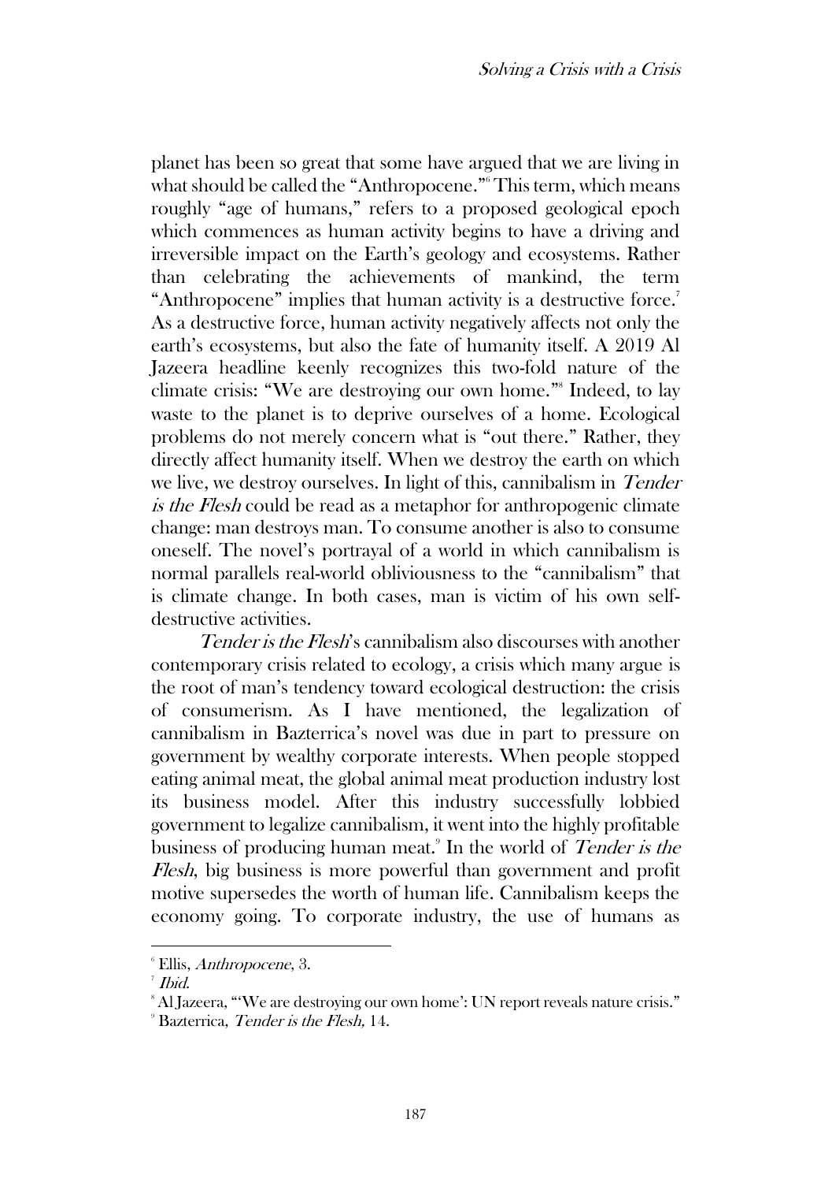planet has been so great that some have argued that we are living in what should be called the "Anthropocene."[6] This term, which means roughly "age of humans," refers to a proposed geological epoch which commences as human activity begins to have a driving and irreversible impact on the Earth's geology and ecosystems. Rather than celebrating the achievements of mankind, the term "Anthropocene" implies that human activity is a destructive force.[7] As a destructive force, human activity negatively affects not only the earth's ecosystems, but also the fate of humanity itself. A 2019 Al Jazeera headline keenly recognizes this two-fold nature of the climate crisis: "We are destroying our own home."[8] Indeed, to lay waste to the planet is to deprive ourselves of a home. Ecological problems do not merely concern what is "out there." Rather, they directly affect humanity itself. When we destroy the earth on which we live, we destroy ourselves. In light of this, cannibalism in *Tender is the Flesh* could be read as a metaphor for anthropogenic climate change: man destroys man. To consume another is also to consume oneself. The novel's portrayal of a world in which cannibalism is normal parallels real-world obliviousness to the "cannibalism" that is climate change. In both cases, man is victim of his own self-destructive activities.

*Tender is the Flesh*'s cannibalism also discourses with another contemporary crisis related to ecology, a crisis which many argue is the root of man's tendency toward ecological destruction: the crisis of consumerism. As I have mentioned, the legalization of cannibalism in Bazterrica's novel was due in part to pressure on government by wealthy corporate interests. When people stopped eating animal meat, the global animal meat production industry lost its business model. After this industry successfully lobbied government to legalize cannibalism, it went into the highly profitable business of producing human meat.[9] In the world of *Tender is the Flesh*, big business is more powerful than government and profit motive supersedes the worth of human life. Cannibalism keeps the economy going. To corporate industry, the use of humans as

---

[6] Ellis, *Anthropocene*, 3.

[7] *Ibid.*

[8] Al Jazeera, "'We are destroying our own home': UN report reveals nature crisis."

[9] Bazterrica, *Tender is the Flesh,* 14.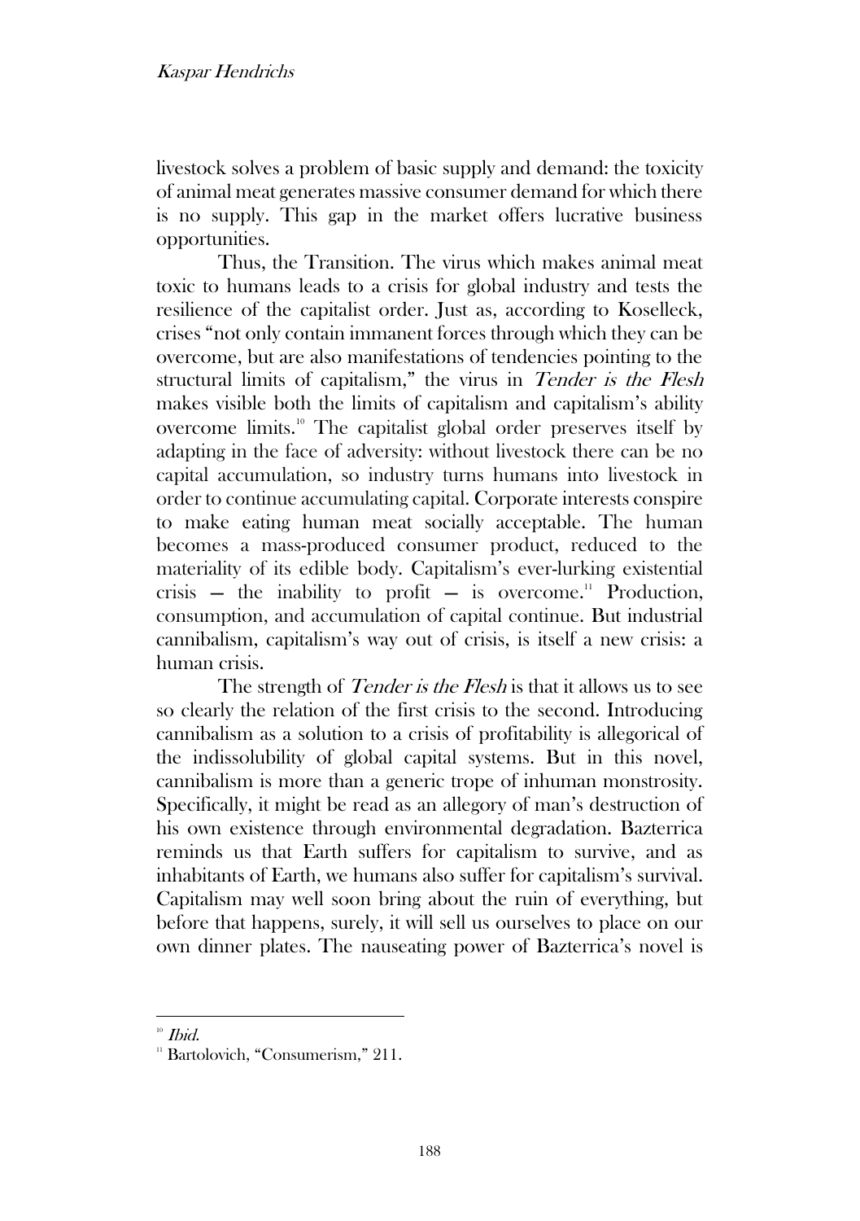livestock solves a problem of basic supply and demand: the toxicity of animal meat generates massive consumer demand for which there is no supply. This gap in the market offers lucrative business opportunities.

Thus, the Transition. The virus which makes animal meat toxic to humans leads to a crisis for global industry and tests the resilience of the capitalist order. Just as, according to Koselleck, crises "not only contain immanent forces through which they can be overcome, but are also manifestations of tendencies pointing to the structural limits of capitalism," the virus in *Tender is the Flesh* makes visible both the limits of capitalism and capitalism's ability overcome limits.[10] The capitalist global order preserves itself by adapting in the face of adversity: without livestock there can be no capital accumulation, so industry turns humans into livestock in order to continue accumulating capital. Corporate interests conspire to make eating human meat socially acceptable. The human becomes a mass-produced consumer product, reduced to the materiality of its edible body. Capitalism's ever-lurking existential crisis — the inability to profit — is overcome.[11] Production, consumption, and accumulation of capital continue. But industrial cannibalism, capitalism's way out of crisis, is itself a new crisis: a human crisis.

The strength of *Tender is the Flesh* is that it allows us to see so clearly the relation of the first crisis to the second. Introducing cannibalism as a solution to a crisis of profitability is allegorical of the indissolubility of global capital systems. But in this novel, cannibalism is more than a generic trope of inhuman monstrosity. Specifically, it might be read as an allegory of man's destruction of his own existence through environmental degradation. Bazterrica reminds us that Earth suffers for capitalism to survive, and as inhabitants of Earth, we humans also suffer for capitalism's survival. Capitalism may well soon bring about the ruin of everything, but before that happens, surely, it will sell us ourselves to place on our own dinner plates. The nauseating power of Bazterrica's novel is

---

[10] *Ibid.*

[11] Bartolovich, "Consumerism," 211.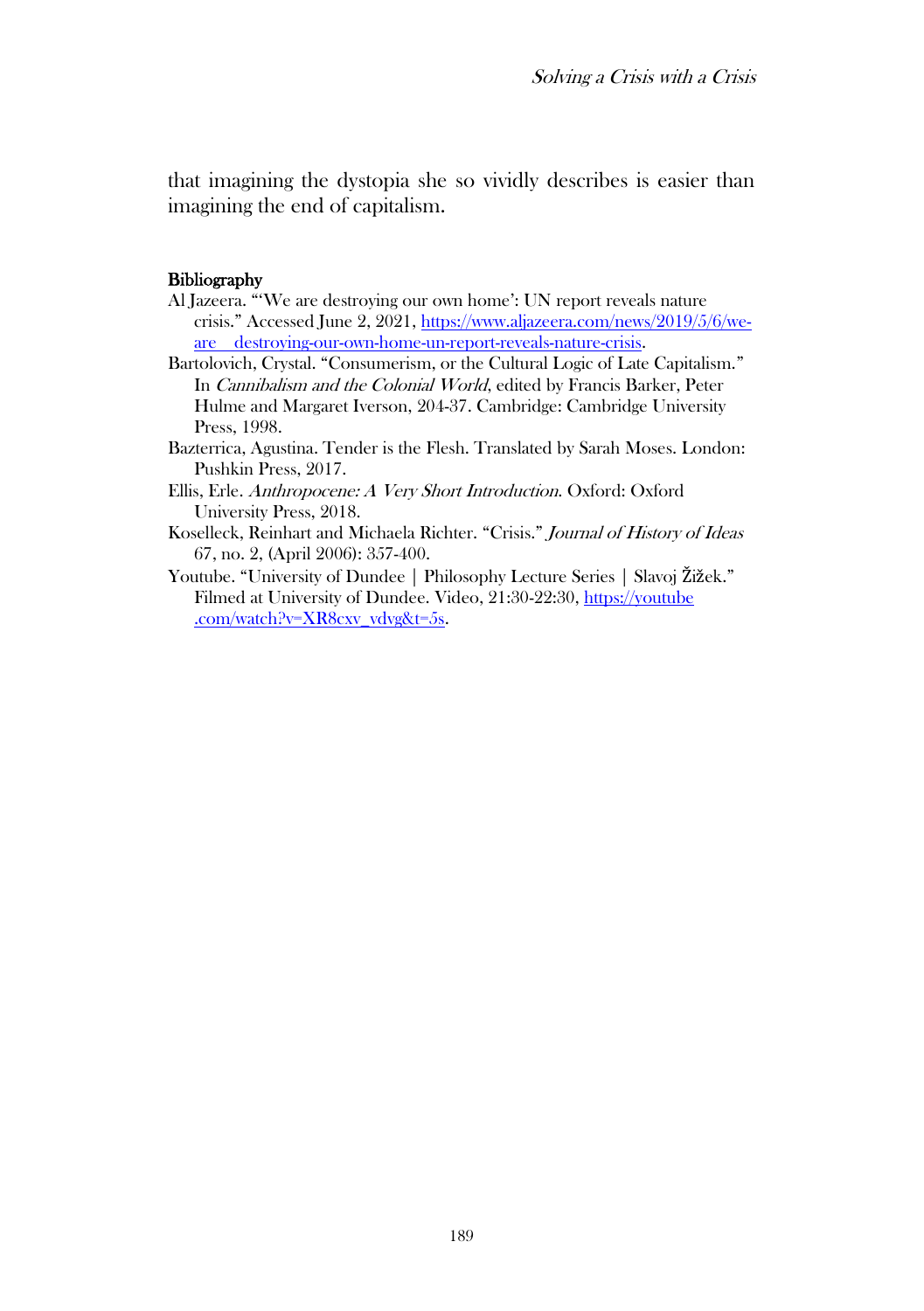that imagining the dystopia she so vividly describes is easier than imagining the end of capitalism.

**Bibliography**

Al Jazeera. "'We are destroying our own home': UN report reveals nature crisis." Accessed June 2, 2021, https://www.aljazeera.com/news/2019/5/6/we-are destroying-our-own-home-un-report-reveals-nature-crisis.

Bartolovich, Crystal. "Consumerism, or the Cultural Logic of Late Capitalism." In *Cannibalism and the Colonial World*, edited by Francis Barker, Peter Hulme and Margaret Iverson, 204-37. Cambridge: Cambridge University Press, 1998.

Bazterrica, Agustina. Tender is the Flesh. Translated by Sarah Moses. London: Pushkin Press, 2017.

Ellis, Erle. *Anthropocene: A Very Short Introduction*. Oxford: Oxford University Press, 2018.

Koselleck, Reinhart and Michaela Richter. "Crisis." *Journal of History of Ideas* 67, no. 2, (April 2006): 357-400.

Youtube. "University of Dundee | Philosophy Lecture Series | Slavoj Žižek." Filmed at University of Dundee. Video, 21:30-22:30, https://youtube .com/watch?v=XR8cxv_vdvg&t=5s.